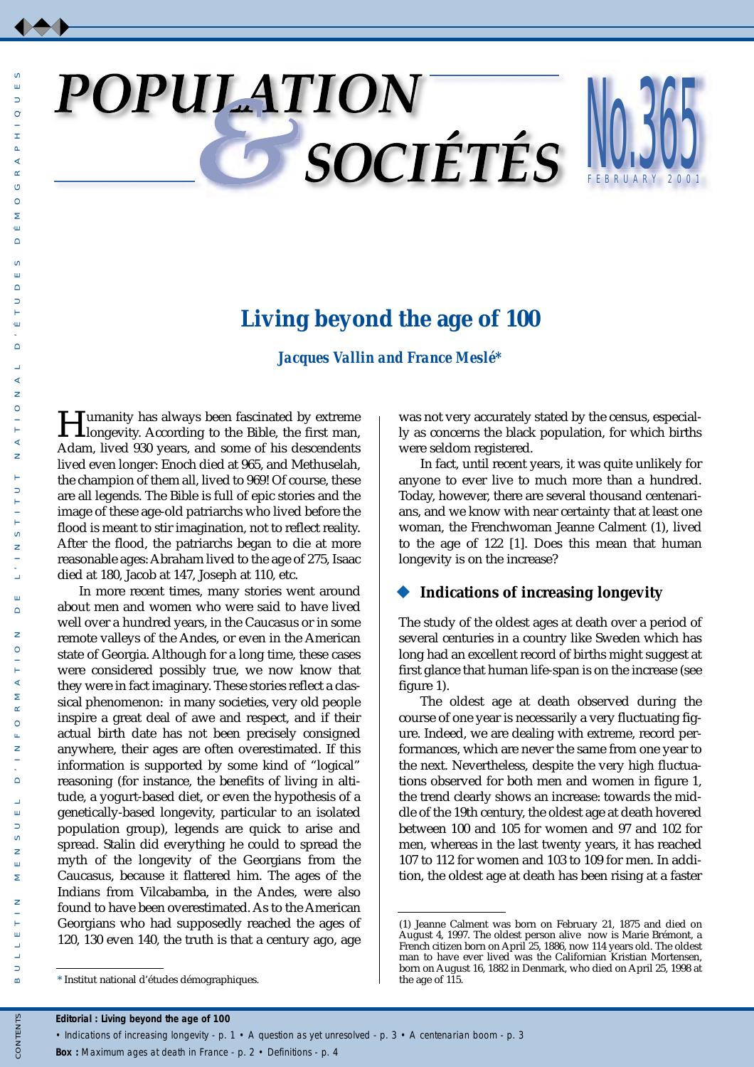# POPULATION & SOCIÉTÉS

No.365 FEBRUARY 2001

## Living beyond the age of 100

***Jacques Vallin and France Meslé****

Humanity has always been fascinated by extreme longevity. According to the Bible, the first man, Adam, lived 930 years, and some of his descendents lived even longer: Enoch died at 965, and Methuselah, the champion of them all, lived to 969! Of course, these are all legends. The Bible is full of epic stories and the image of these age-old patriarchs who lived before the flood is meant to stir imagination, not to reflect reality. After the flood, the patriarchs began to die at more reasonable ages: Abraham lived to the age of 275, Isaac died at 180, Jacob at 147, Joseph at 110, etc.

In more recent times, many stories went around about men and women who were said to have lived well over a hundred years, in the Caucasus or in some remote valleys of the Andes, or even in the American state of Georgia. Although for a long time, these cases were considered possibly true, we now know that they were in fact imaginary. These stories reflect a classical phenomenon: in many societies, very old people inspire a great deal of awe and respect, and if their actual birth date has not been precisely consigned anywhere, their ages are often overestimated. If this information is supported by some kind of "logical" reasoning (for instance, the benefits of living in altitude, a yogurt-based diet, or even the hypothesis of a genetically-based longevity, particular to an isolated population group), legends are quick to arise and spread. Stalin did everything he could to spread the myth of the longevity of the Georgians from the Caucasus, because it flattered him. The ages of the Indians from Vilcabamba, in the Andes, were also found to have been overestimated. As to the American Georgians who had supposedly reached the ages of 120, 130 even 140, the truth is that a century ago, age was not very accurately stated by the census, especially as concerns the black population, for which births were seldom registered.

In fact, until recent years, it was quite unlikely for anyone to ever live to much more than a hundred. Today, however, there are several thousand centenarians, and we know with near certainty that at least one woman, the Frenchwoman Jeanne Calment (1), lived to the age of 122 [1]. Does this mean that human longevity is on the increase?

### Indications of increasing longevity

The study of the oldest ages at death over a period of several centuries in a country like Sweden which has long had an excellent record of births might suggest at first glance that human life-span is on the increase (see figure 1).

The oldest age at death observed during the course of one year is necessarily a very fluctuating figure. Indeed, we are dealing with extreme, record performances, which are never the same from one year to the next. Nevertheless, despite the very high fluctuations observed for both men and women in figure 1, the trend clearly shows an increase: towards the middle of the 19th century, the oldest age at death hovered between 100 and 105 for women and 97 and 102 for men, whereas in the last twenty years, it has reached 107 to 112 for women and 103 to 109 for men. In addition, the oldest age at death has been rising at a faster

---

\* Institut national d'études démographiques.

(1) Jeanne Calment was born on February 21, 1875 and died on August 4, 1997. The oldest person alive now is Marie Brémont, a French citizen born on April 25, 1886, now 114 years old. The oldest man to have ever lived was the Californian Kristian Mortensen, born on August 16, 1882 in Denmark, who died on April 25, 1998 at the age of 115.

---

CONTENTS

**Editorial : Living beyond the age of 100**

• Indications of increasing longevity - p. 1 • A question as yet unresolved - p. 3 • A centenarian boom - p. 3

**Box :** Maximum ages at death in France - p. 2 • Definitions - p. 4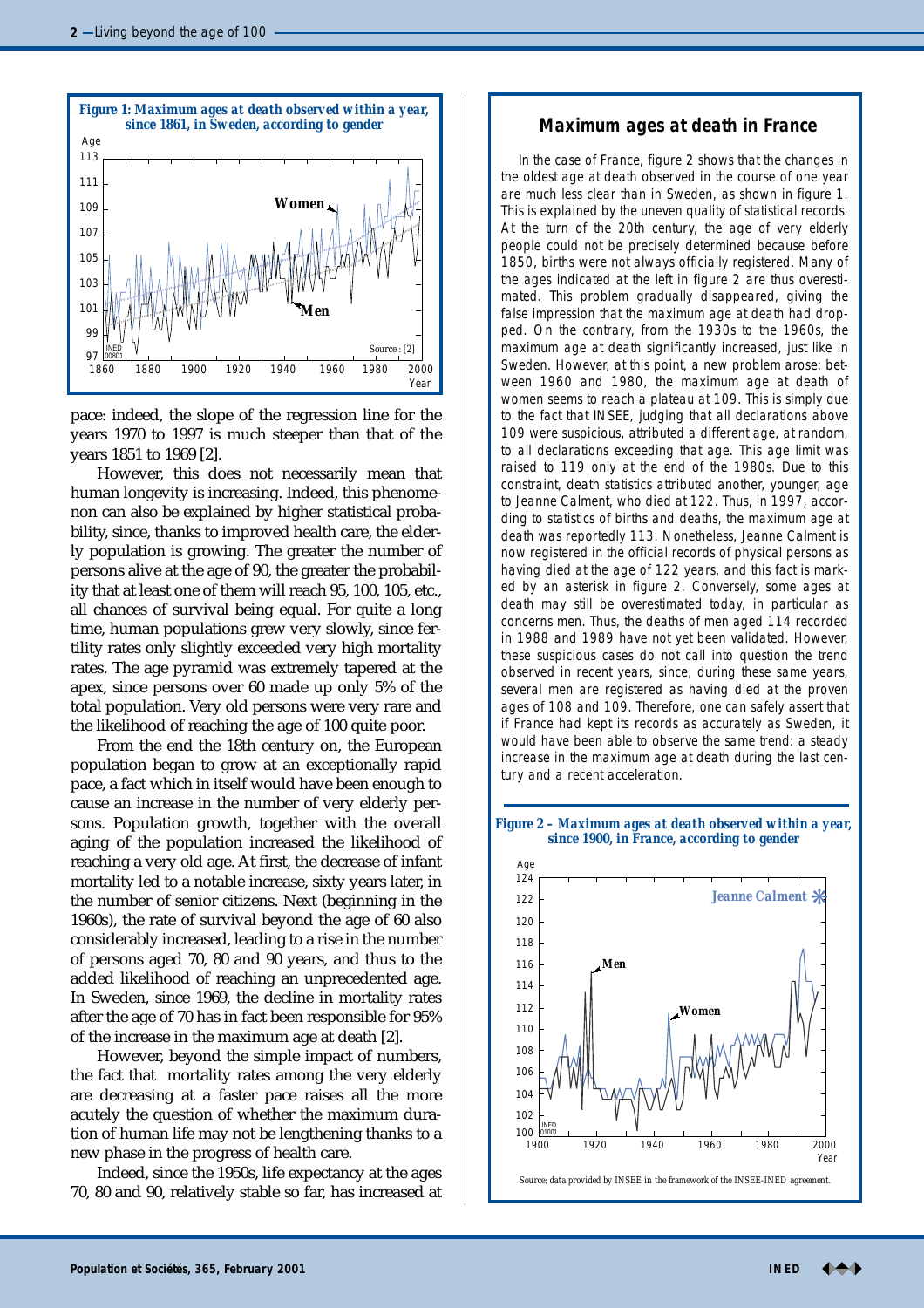*Figure 1: Maximum ages at death observed within a year, since 1861, in Sweden, according to gender*

pace: indeed, the slope of the regression line for the years 1970 to 1997 is much steeper than that of the years 1851 to 1969 [2].

However, this does not necessarily mean that human longevity is increasing. Indeed, this phenomenon can also be explained by higher statistical probability, since, thanks to improved health care, the elderly population is growing. The greater the number of persons alive at the age of 90, the greater the probability that at least one of them will reach 95, 100, 105, etc., all chances of survival being equal. For quite a long time, human populations grew very slowly, since fertility rates only slightly exceeded very high mortality rates. The age pyramid was extremely tapered at the apex, since persons over 60 made up only 5% of the total population. Very old persons were very rare and the likelihood of reaching the age of 100 quite poor.

From the end the 18th century on, the European population began to grow at an exceptionally rapid pace, a fact which in itself would have been enough to cause an increase in the number of very elderly persons. Population growth, together with the overall aging of the population increased the likelihood of reaching a very old age. At first, the decrease of infant mortality led to a notable increase, sixty years later, in the number of senior citizens. Next (beginning in the 1960s), the rate of survival beyond the age of 60 also considerably increased, leading to a rise in the number of persons aged 70, 80 and 90 years, and thus to the added likelihood of reaching an unprecedented age. In Sweden, since 1969, the decline in mortality rates after the age of 70 has in fact been responsible for 95% of the increase in the maximum age at death [2].

However, beyond the simple impact of numbers, the fact that mortality rates among the very elderly are decreasing at a faster pace raises all the more acutely the question of whether the maximum duration of human life may not be lengthening thanks to a new phase in the progress of health care.

Indeed, since the 1950s, life expectancy at the ages 70, 80 and 90, relatively stable so far, has increased at

## Maximum ages at death in France

In the case of France, figure 2 shows that the changes in the oldest age at death observed in the course of one year are much less clear than in Sweden, as shown in figure 1. This is explained by the uneven quality of statistical records. At the turn of the 20th century, the age of very elderly people could not be precisely determined because before 1850, births were not always officially registered. Many of the ages indicated at the left in figure 2 are thus overestimated. This problem gradually disappeared, giving the false impression that the maximum age at death had dropped. On the contrary, from the 1930s to the 1960s, the maximum age at death significantly increased, just like in Sweden. However, at this point, a new problem arose: between 1960 and 1980, the maximum age at death of women seems to reach a plateau at 109. This is simply due to the fact that INSEE, judging that all declarations above 109 were suspicious, attributed a different age, at random, to all declarations exceeding that age. This age limit was raised to 119 only at the end of the 1980s. Due to this constraint, death statistics attributed another, younger, age to Jeanne Calment, who died at 122. Thus, in 1997, according to statistics of births and deaths, the maximum age at death was reportedly 113. Nonetheless, Jeanne Calment is now registered in the official records of physical persons as having died at the age of 122 years, and this fact is marked by an asterisk in figure 2. Conversely, some ages at death may still be overestimated today, in particular as concerns men. Thus, the deaths of men aged 114 recorded in 1988 and 1989 have not yet been validated. However, these suspicious cases do not call into question the trend observed in recent years, since, during these same years, several men are registered as having died at the proven ages of 108 and 109. Therefore, one can safely assert that if France had kept its records as accurately as Sweden, it would have been able to observe the same trend: a steady increase in the maximum age at death during the last century and a recent acceleration.

*Figure 2 – Maximum ages at death observed within a year, since 1900, in France, according to gender*

Source: data provided by INSEE in the framework of the INSEE-INED agreement.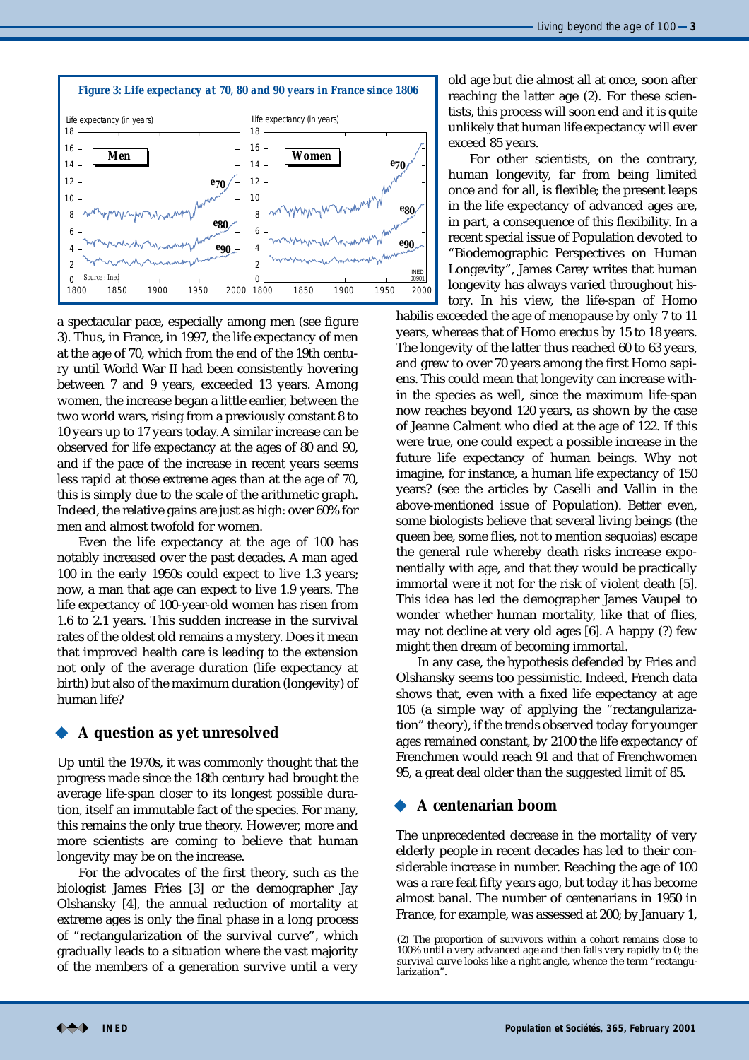*Figure 3: Life expectancy at 70, 80 and 90 years in France since 1806*

a spectacular pace, especially among men (see figure 3). Thus, in France, in 1997, the life expectancy of men at the age of 70, which from the end of the 19th century until World War II had been consistently hovering between 7 and 9 years, exceeded 13 years. Among women, the increase began a little earlier, between the two world wars, rising from a previously constant 8 to 10 years up to 17 years today. A similar increase can be observed for life expectancy at the ages of 80 and 90, and if the pace of the increase in recent years seems less rapid at those extreme ages than at the age of 70, this is simply due to the scale of the arithmetic graph. Indeed, the relative gains are just as high: over 60% for men and almost twofold for women.

Even the life expectancy at the age of 100 has notably increased over the past decades. A man aged 100 in the early 1950s could expect to live 1.3 years; now, a man that age can expect to live 1.9 years. The life expectancy of 100-year-old women has risen from 1.6 to 2.1 years. This sudden increase in the survival rates of the oldest old remains a mystery. Does it mean that improved health care is leading to the extension not only of the average duration (life expectancy at birth) but also of the maximum duration (longevity) of human life?

## A question as yet unresolved

Up until the 1970s, it was commonly thought that the progress made since the 18th century had brought the average life-span closer to its longest possible duration, itself an immutable fact of the species. For many, this remains the only true theory. However, more and more scientists are coming to believe that human longevity may be on the increase.

For the advocates of the first theory, such as the biologist James Fries [3] or the demographer Jay Olshansky [4], the annual reduction of mortality at extreme ages is only the final phase in a long process of "rectangularization of the survival curve", which gradually leads to a situation where the vast majority of the members of a generation survive until a very old age but die almost all at once, soon after reaching the latter age (2). For these scientists, this process will soon end and it is quite unlikely that human life expectancy will ever exceed 85 years.

For other scientists, on the contrary, human longevity, far from being limited once and for all, is flexible; the present leaps in the life expectancy of advanced ages are, in part, a consequence of this flexibility. In a recent special issue of Population devoted to "Biodemographic Perspectives on Human Longevity", James Carey writes that human longevity has always varied throughout history. In his view, the life-span of Homo habilis exceeded the age of menopause by only 7 to 11 years, whereas that of Homo erectus by 15 to 18 years. The longevity of the latter thus reached 60 to 63 years, and grew to over 70 years among the first Homo sapiens. This could mean that longevity can increase within the species as well, since the maximum life-span now reaches beyond 120 years, as shown by the case of Jeanne Calment who died at the age of 122. If this were true, one could expect a possible increase in the future life expectancy of human beings. Why not imagine, for instance, a human life expectancy of 150 years? (see the articles by Caselli and Vallin in the above-mentioned issue of Population). Better even, some biologists believe that several living beings (the queen bee, some flies, not to mention sequoias) escape the general rule whereby death risks increase exponentially with age, and that they would be practically immortal were it not for the risk of violent death [5]. This idea has led the demographer James Vaupel to wonder whether human mortality, like that of flies, may not decline at very old ages [6]. A happy (?) few might then dream of becoming immortal.

In any case, the hypothesis defended by Fries and Olshansky seems too pessimistic. Indeed, French data shows that, even with a fixed life expectancy at age 105 (a simple way of applying the "rectangularization" theory), if the trends observed today for younger ages remained constant, by 2100 the life expectancy of Frenchmen would reach 91 and that of Frenchwomen 95, a great deal older than the suggested limit of 85.

## A centenarian boom

The unprecedented decrease in the mortality of very elderly people in recent decades has led to their considerable increase in number. Reaching the age of 100 was a rare feat fifty years ago, but today it has become almost banal. The number of centenarians in 1950 in France, for example, was assessed at 200; by January 1,

(2) The proportion of survivors within a cohort remains close to 100% until a very advanced age and then falls very rapidly to 0; the survival curve looks like a right angle, whence the term "rectangularization".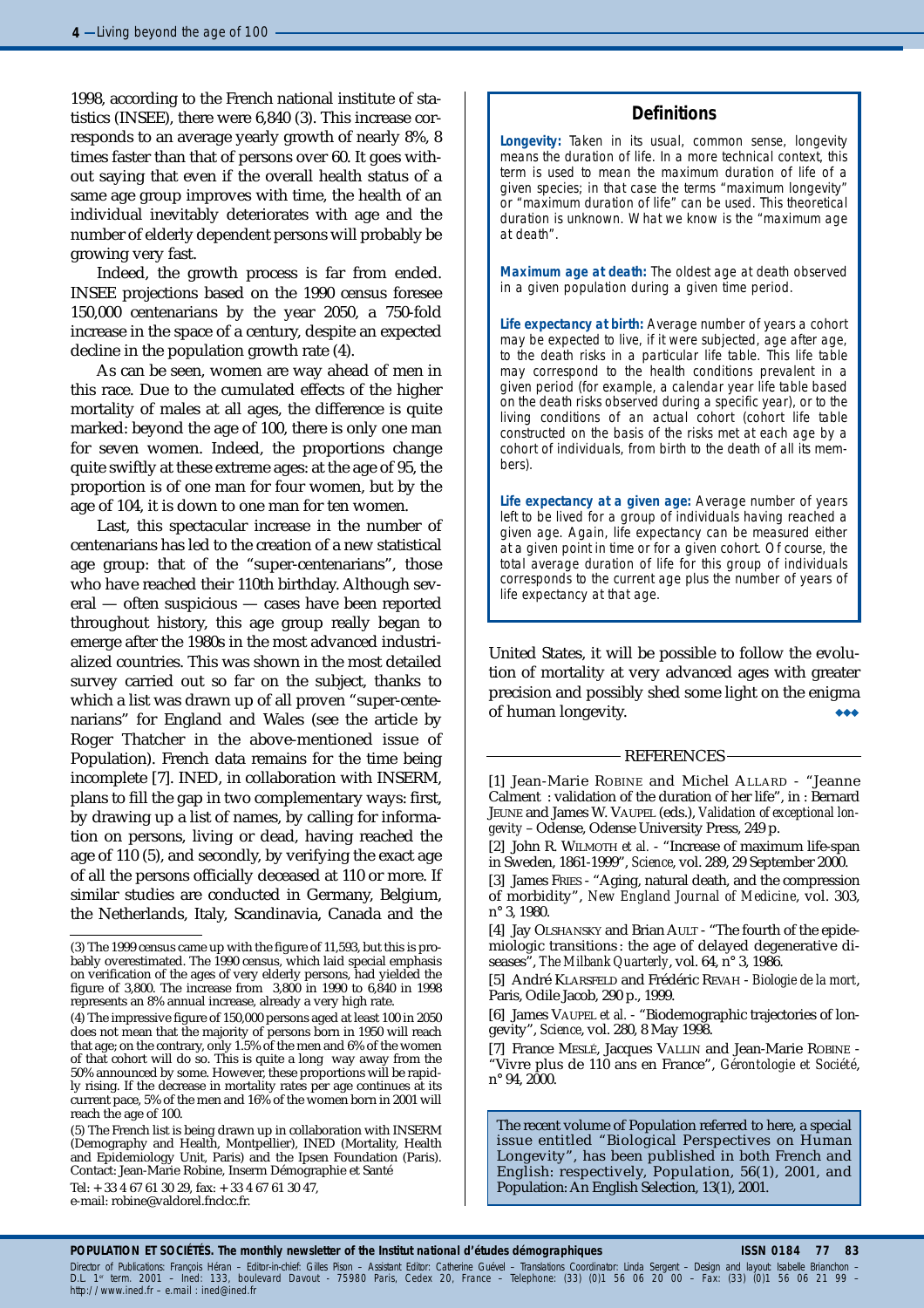1998, according to the French national institute of statistics (INSEE), there were 6,840 (3). This increase corresponds to an average yearly growth of nearly 8%, 8 times faster than that of persons over 60. It goes without saying that even if the overall health status of a same age group improves with time, the health of an individual inevitably deteriorates with age and the number of elderly dependent persons will probably be growing very fast.

Indeed, the growth process is far from ended. INSEE projections based on the 1990 census foresee 150,000 centenarians by the year 2050, a 750-fold increase in the space of a century, despite an expected decline in the population growth rate (4).

As can be seen, women are way ahead of men in this race. Due to the cumulated effects of the higher mortality of males at all ages, the difference is quite marked: beyond the age of 100, there is only one man for seven women. Indeed, the proportions change quite swiftly at these extreme ages: at the age of 95, the proportion is of one man for four women, but by the age of 104, it is down to one man for ten women.

Last, this spectacular increase in the number of centenarians has led to the creation of a new statistical age group: that of the "super-centenarians", those who have reached their 110th birthday. Although several — often suspicious — cases have been reported throughout history, this age group really began to emerge after the 1980s in the most advanced industrialized countries. This was shown in the most detailed survey carried out so far on the subject, thanks to which a list was drawn up of all proven "super-centenarians" for England and Wales (see the article by Roger Thatcher in the above-mentioned issue of Population). French data remains for the time being incomplete [7]. INED, in collaboration with INSERM, plans to fill the gap in two complementary ways: first, by drawing up a list of names, by calling for information on persons, living or dead, having reached the age of 110 (5), and secondly, by verifying the exact age of all the persons officially deceased at 110 or more. If similar studies are conducted in Germany, Belgium, the Netherlands, Italy, Scandinavia, Canada and the United States, it will be possible to follow the evolution of mortality at very advanced ages with greater precision and possibly shed some light on the enigma of human longevity.

(3) The 1999 census came up with the figure of 11,593, but this is probably overestimated. The 1990 census, which laid special emphasis on verification of the ages of very elderly persons, had yielded the figure of 3,800. The increase from 3,800 in 1990 to 6,840 in 1998 represents an 8% annual increase, already a very high rate.

(4) The impressive figure of 150,000 persons aged at least 100 in 2050 does not mean that the majority of persons born in 1950 will reach that age; on the contrary, only 1.5% of the men and 6% of the women of that cohort will do so. This is quite a long way away from the 50% announced by some. However, these proportions will be rapidly rising. If the decrease in mortality rates per age continues at its current pace, 5% of the men and 16% of the women born in 2001 will reach the age of 100.

(5) The French list is being drawn up in collaboration with INSERM (Demography and Health, Montpellier), INED (Mortality, Health and Epidemiology Unit, Paris) and the Ipsen Foundation (Paris). Contact: Jean-Marie Robine, Inserm Démographie et Santé
Tel: + 33 4 67 61 30 29, fax: + 33 4 67 61 30 47,
e-mail: robine@valdorel.fnclcc.fr.

## Definitions

**Longevity:** Taken in its usual, common sense, longevity means the duration of life. In a more technical context, this term is used to mean the maximum duration of life of a given species; in that case the terms "maximum longevity" or "maximum duration of life" can be used. This theoretical duration is unknown. What we know is the "maximum age at death".

**Maximum age at death:** The oldest age at death observed in a given population during a given time period.

**Life expectancy at birth:** Average number of years a cohort may be expected to live, if it were subjected, age after age, to the death risks in a particular life table. This life table may correspond to the health conditions prevalent in a given period (for example, a calendar year life table based on the death risks observed during a specific year), or to the living conditions of an actual cohort (cohort life table constructed on the basis of the risks met at each age by a cohort of individuals, from birth to the death of all its members).

**Life expectancy at a given age:** Average number of years left to be lived for a group of individuals having reached a given age. Again, life expectancy can be measured either at a given point in time or for a given cohort. Of course, the total average duration of life for this group of individuals corresponds to the current age plus the number of years of life expectancy at that age.

## REFERENCES

[1] Jean-Marie ROBINE and Michel ALLARD - "Jeanne Calment : validation of the duration of her life", in : Bernard JEUNE and James W. VAUPEL (eds.), *Validation of exceptional longevity* – Odense, Odense University Press, 249 p.

[2] John R. WILMOTH *et al.* - "Increase of maximum life-span in Sweden, 1861-1999", *Science*, vol. 289, 29 September 2000.

[3] James FRIES - "Aging, natural death, and the compression of morbidity", *New England Journal of Medicine*, vol. 303, n° 3, 1980.

[4] Jay OLSHANSKY and Brian AULT - "The fourth of the epidemiologic transitions : the age of delayed degenerative diseases", *The Milbank Quarterly*, vol. 64, n° 3, 1986.

[5] André KLARSFELD and Frédéric REVAH - *Biologie de la mort*, Paris, Odile Jacob, 290 p., 1999.

[6] James VAUPEL *et al.* - "Biodemographic trajectories of longevity", *Science*, vol. 280, 8 May 1998.

[7] France MESLÉ, Jacques VALLIN and Jean-Marie ROBINE - "Vivre plus de 110 ans en France", *Gérontologie et Société*, n° 94, 2000.

The recent volume of Population referred to here, a special issue entitled "Biological Perspectives on Human Longevity", has been published in both French and English: respectively, Population, 56(1), 2001, and Population: An English Selection, 13(1), 2001.

**POPULATION ET SOCIÉTÉS. The monthly newsletter of the Institut national d'études démographiques** ISSN 0184 77 83

Director of Publications: François Héran – Editor-in-chief: Gilles Pison – Assistant Editor: Catherine Guével – Translations Coordinator: Linda Sergent – Design and layout: Isabelle Brianchon – D.L. 1er term. 2001 – Ined: 133, boulevard Davout - 75980 Paris, Cedex 20, France – Telephone: (33) (0)1 56 06 20 00 – Fax: (33) (0)1 56 06 21 99 – http://www.ined.fr – e.mail : ined@ined.fr